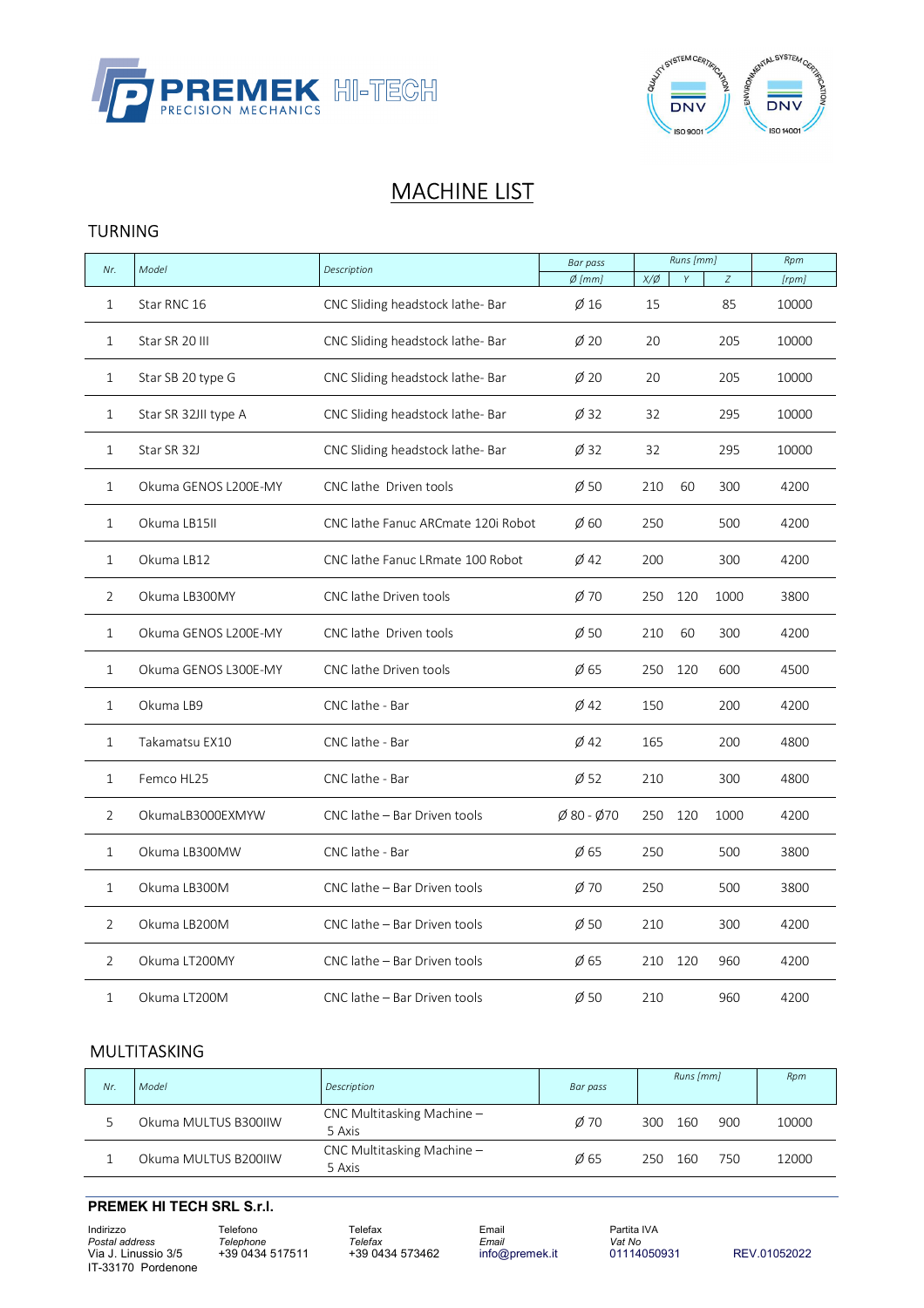PREMEK HI-TECH
PRECISION MECHANICS

# MACHINE LIST

## TURNING

| Nr. | Model | Description | Bar pass | Runs [mm] | | | Rpm |
|---|---|---|---|---|---|---|---|
| | | | Ø [mm] | X/Ø | Y | Z | [rpm] |
| 1 | Star RNC 16 | CNC Sliding headstock lathe- Bar | Ø 16 | 15 | | 85 | 10000 |
| 1 | Star SR 20 III | CNC Sliding headstock lathe- Bar | Ø 20 | 20 | | 205 | 10000 |
| 1 | Star SB 20 type G | CNC Sliding headstock lathe- Bar | Ø 20 | 20 | | 205 | 10000 |
| 1 | Star SR 32JII type A | CNC Sliding headstock lathe- Bar | Ø 32 | 32 | | 295 | 10000 |
| 1 | Star SR 32J | CNC Sliding headstock lathe- Bar | Ø 32 | 32 | | 295 | 10000 |
| 1 | Okuma GENOS L200E-MY | CNC lathe Driven tools | Ø 50 | 210 | 60 | 300 | 4200 |
| 1 | Okuma LB15II | CNC lathe Fanuc ARCmate 120i Robot | Ø 60 | 250 | | 500 | 4200 |
| 1 | Okuma LB12 | CNC lathe Fanuc LRmate 100 Robot | Ø 42 | 200 | | 300 | 4200 |
| 2 | Okuma LB300MY | CNC lathe Driven tools | Ø 70 | 250 | 120 | 1000 | 3800 |
| 1 | Okuma GENOS L200E-MY | CNC lathe Driven tools | Ø 50 | 210 | 60 | 300 | 4200 |
| 1 | Okuma GENOS L300E-MY | CNC lathe Driven tools | Ø 65 | 250 | 120 | 600 | 4500 |
| 1 | Okuma LB9 | CNC lathe - Bar | Ø 42 | 150 | | 200 | 4200 |
| 1 | Takamatsu EX10 | CNC lathe - Bar | Ø 42 | 165 | | 200 | 4800 |
| 1 | Femco HL25 | CNC lathe - Bar | Ø 52 | 210 | | 300 | 4800 |
| 2 | OkumaLB3000EXMYW | CNC lathe – Bar Driven tools | Ø 80 - Ø70 | 250 | 120 | 1000 | 4200 |
| 1 | Okuma LB300MW | CNC lathe - Bar | Ø 65 | 250 | | 500 | 3800 |
| 1 | Okuma LB300M | CNC lathe – Bar Driven tools | Ø 70 | 250 | | 500 | 3800 |
| 2 | Okuma LB200M | CNC lathe – Bar Driven tools | Ø 50 | 210 | | 300 | 4200 |
| 2 | Okuma LT200MY | CNC lathe – Bar Driven tools | Ø 65 | 210 | 120 | 960 | 4200 |
| 1 | Okuma LT200M | CNC lathe – Bar Driven tools | Ø 50 | 210 | | 960 | 4200 |

## MULTITASKING

| Nr. | Model | Description | Bar pass | Runs [mm] | | | Rpm |
|---|---|---|---|---|---|---|---|
| 5 | Okuma MULTUS B300IIW | CNC Multitasking Machine – 5 Axis | Ø 70 | 300 | 160 | 900 | 10000 |
| 1 | Okuma MULTUS B200IIW | CNC Multitasking Machine – 5 Axis | Ø 65 | 250 | 160 | 750 | 12000 |

**PREMEK HI TECH SRL S.r.l.**

Indirizzo
*Postal address*
Via J. Linussio 3/5
IT-33170 Pordenone

Telefono
*Telephone*
+39 0434 517511

Telefax
*Telefax*
+39 0434 573462

Email
*Email*
info@premek.it

Partita IVA
*Vat No*
01114050931

REV.01052022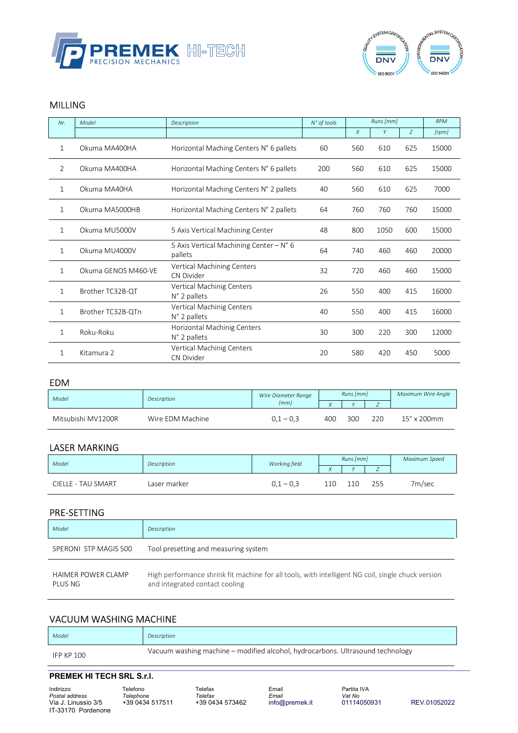PREMEK PRECISION MECHANICS HI-TECH

## MILLING

| Nr. | Model | Description | N° of tools | Runs [mm] | | | RPM |
|---|---|---|---|---|---|---|---|
| | | | | X | Y | Z | [rpm] |
| 1 | Okuma MA400HA | Horizontal Maching Centers N° 6 pallets | 60 | 560 | 610 | 625 | 15000 |
| 2 | Okuma MA400HA | Horizontal Maching Centers N° 6 pallets | 200 | 560 | 610 | 625 | 15000 |
| 1 | Okuma MA40HA | Horizontal Maching Centers N° 2 pallets | 40 | 560 | 610 | 625 | 7000 |
| 1 | Okuma MA5000HB | Horizontal Maching Centers N° 2 pallets | 64 | 760 | 760 | 760 | 15000 |
| 1 | Okuma MU5000V | 5 Axis Vertical Machining Center | 48 | 800 | 1050 | 600 | 15000 |
| 1 | Okuma MU4000V | 5 Axis Vertical Machining Center – N° 6 pallets | 64 | 740 | 460 | 460 | 20000 |
| 1 | Okuma GENOS M460-VE | Vertical Machining Centers CN Divider | 32 | 720 | 460 | 460 | 15000 |
| 1 | Brother TC32B-QT | Vertical Machinig Centers N° 2 pallets | 26 | 550 | 400 | 415 | 16000 |
| 1 | Brother TC32B-QTn | Vertical Machinig Centers N° 2 pallets | 40 | 550 | 400 | 415 | 16000 |
| 1 | Roku-Roku | Horizontal Machinig Centers N° 2 pallets | 30 | 300 | 220 | 300 | 12000 |
| 1 | Kitamura 2 | Vertical Machinig Centers CN Divider | 20 | 580 | 420 | 450 | 5000 |

## EDM

| Model | Description | Wire Diameter Range (mm) | Runs [mm] | | | Maximum Wire Angle |
|---|---|---|---|---|---|---|
| | | | X | Y | Z | |
| Mitsubishi MV1200R | Wire EDM Machine | 0,1 – 0,3 | 400 | 300 | 220 | 15° x 200mm |

## LASER MARKING

| Model | Description | Working field | Runs [mm] | | | Maximum Speed |
|---|---|---|---|---|---|---|
| | | | X | Y | Z | |
| CIELLE - TAU SMART | Laser marker | 0,1 – 0,3 | 110 | 110 | 255 | 7m/sec |

## PRE-SETTING

| Model | Description |
|---|---|
| SPERONI STP MAGIS 500 | Tool presetting and measuring system |
| HAIMER POWER CLAMP PLUS NG | High performance shrink fit machine for all tools, with intelligent NG coil, single chuck version and integrated contact cooling |

## VACUUM WASHING MACHINE

| Model | Description |
|---|---|
| IFP KP 100 | Vacuum washing machine – modified alcohol, hydrocarbons. Ultrasound technology |

**PREMEK HI TECH SRL S.r.l.**

Indirizzo
*Postal address*
Via J. Linussio 3/5
IT-33170 Pordenone

Telefono
*Telephone*
+39 0434 517511

Telefax
*Telefax*
+39 0434 573462

Email
*Email*
info@premek.it

Partita IVA
*Vat No*
01114050931

REV.01052022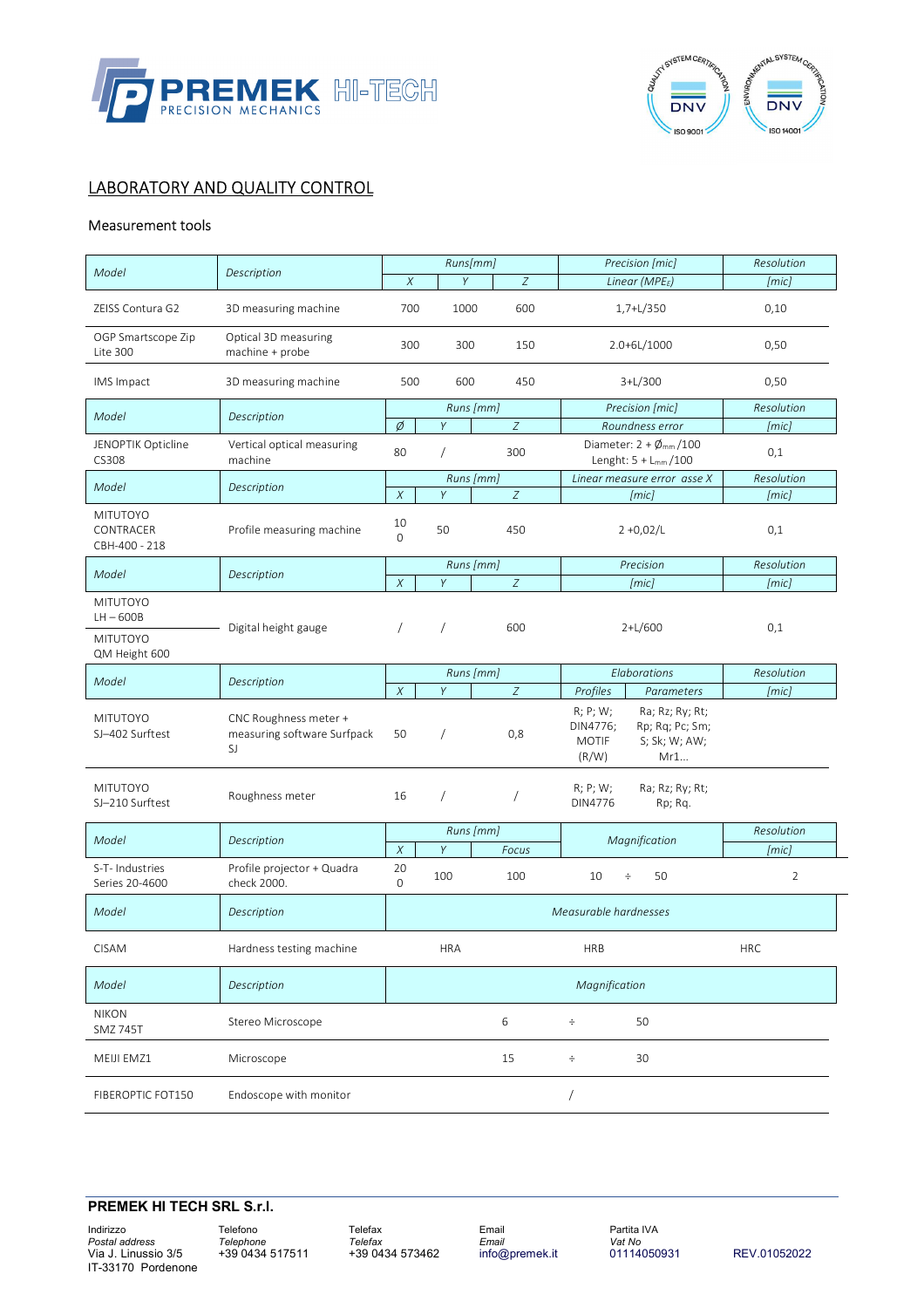## LABORATORY AND QUALITY CONTROL

### Measurement tools

| Model | Description | Runs[mm] | | | Precision [mic] | Resolution |
|---|---|---|---|---|---|---|
| | | X | Y | Z | Linear (MPE$_E$) | [mic] |
| ZEISS Contura G2 | 3D measuring machine | 700 | 1000 | 600 | 1,7+L/350 | 0,10 |
| OGP Smartscope Zip Lite 300 | Optical 3D measuring machine + probe | 300 | 300 | 150 | 2.0+6L/1000 | 0,50 |
| IMS Impact | 3D measuring machine | 500 | 600 | 450 | 3+L/300 | 0,50 |

| Model | Description | Runs [mm] | | | Precision [mic] | Resolution |
|---|---|---|---|---|---|---|
| | | Ø | Y | Z | Roundness error | [mic] |
| JENOPTIK Opticline CS308 | Vertical optical measuring machine | 80 | / | 300 | Diameter: 2 + Ø$_{mm}$/100<br>Lenght: 5 + L$_{mm}$/100 | 0,1 |

| Model | Description | Runs [mm] | | | Linear measure error asse X | Resolution |
|---|---|---|---|---|---|---|
| | | X | Y | Z | [mic] | [mic] |
| MITUTOYO CONTRACER CBH-400 - 218 | Profile measuring machine | 100 | 50 | 450 | 2 +0,02/L | 0,1 |

| Model | Description | Runs [mm] | | | Precision | Resolution |
|---|---|---|---|---|---|---|
| | | X | Y | Z | [mic] | [mic] |
| MITUTOYO LH – 600B<br>MITUTOYO QM Height 600 | Digital height gauge | / | / | 600 | 2+L/600 | 0,1 |

| Model | Description | Runs [mm] | | | Elaborations | | Resolution |
|---|---|---|---|---|---|---|---|
| | | X | Y | Z | Profiles | Parameters | [mic] |
| MITUTOYO SJ–402 Surftest | CNC Roughness meter + measuring software Surfpack SJ | 50 | / | 0,8 | R; P; W; DIN4776; MOTIF (R/W) | Ra; Rz; Ry; Rt; Rp; Rq; Pc; Sm; S; Sk; W; AW; Mr1… | |
| MITUTOYO SJ–210 Surftest | Roughness meter | 16 | / | / | R; P; W; DIN4776 | Ra; Rz; Ry; Rt; Rp; Rq. | |

| Model | Description | Runs [mm] | | | Magnification | Resolution |
|---|---|---|---|---|---|---|
| | | X | Y | Focus | | [mic] |
| S-T- Industries Series 20-4600 | Profile projector + Quadra check 2000. | 200 | 100 | 100 | 10 ÷ 50 | 2 |

| Model | Description | Measurable hardnesses | | |
|---|---|---|---|---|
| CISAM | Hardness testing machine | HRA | HRB | HRC |

| Model | Description | Magnification |
|---|---|---|
| NIKON SMZ 745T | Stereo Microscope | 6 ÷ 50 |
| MEIJI EMZ1 | Microscope | 15 ÷ 30 |
| FIBEROPTIC FOT150 | Endoscope with monitor | / |

**PREMEK HI TECH SRL S.r.l.**

| Indirizzo<br>*Postal address* | Telefono<br>*Telephone* | Telefax<br>*Telefax* | Email<br>*Email* | Partita IVA<br>*Vat No* | |
|---|---|---|---|---|---|
| Via J. Linussio 3/5<br>IT-33170 Pordenone | +39 0434 517511 | +39 0434 573462 | info@premek.it | 01114050931 | REV.01052022 |